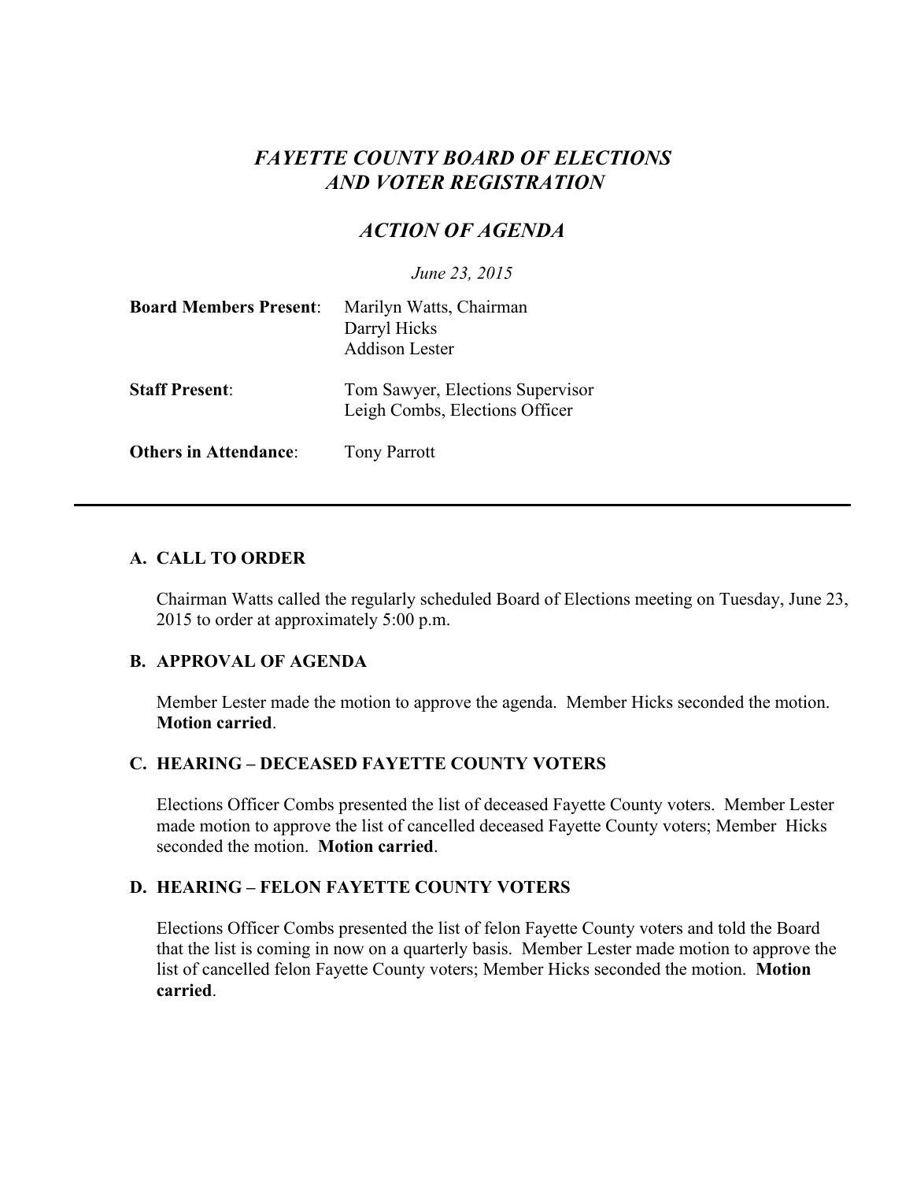# *FAYETTE COUNTY BOARD OF ELECTIONS AND VOTER REGISTRATION*

## *ACTION OF AGENDA*

*June 23, 2015*

| | |
|---|---|
| **Board Members Present**: | Marilyn Watts, Chairman<br>Darryl Hicks<br>Addison Lester |
| **Staff Present**: | Tom Sawyer, Elections Supervisor<br>Leigh Combs, Elections Officer |
| **Others in Attendance**: | Tony Parrott |

---

### A. CALL TO ORDER

Chairman Watts called the regularly scheduled Board of Elections meeting on Tuesday, June 23, 2015 to order at approximately 5:00 p.m.

### B. APPROVAL OF AGENDA

Member Lester made the motion to approve the agenda. Member Hicks seconded the motion. **Motion carried**.

### C. HEARING – DECEASED FAYETTE COUNTY VOTERS

Elections Officer Combs presented the list of deceased Fayette County voters. Member Lester made motion to approve the list of cancelled deceased Fayette County voters; Member Hicks seconded the motion. **Motion carried**.

### D. HEARING – FELON FAYETTE COUNTY VOTERS

Elections Officer Combs presented the list of felon Fayette County voters and told the Board that the list is coming in now on a quarterly basis. Member Lester made motion to approve the list of cancelled felon Fayette County voters; Member Hicks seconded the motion. **Motion carried**.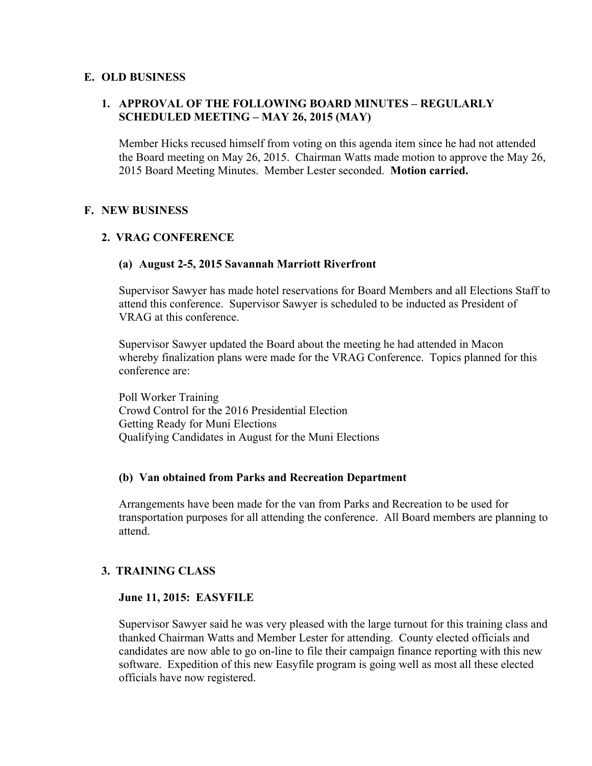## E. OLD BUSINESS

### 1. APPROVAL OF THE FOLLOWING BOARD MINUTES – REGULARLY SCHEDULED MEETING – MAY 26, 2015 (MAY)

Member Hicks recused himself from voting on this agenda item since he had not attended the Board meeting on May 26, 2015. Chairman Watts made motion to approve the May 26, 2015 Board Meeting Minutes. Member Lester seconded. **Motion carried.**

## F. NEW BUSINESS

### 2. VRAG CONFERENCE

#### (a) August 2-5, 2015 Savannah Marriott Riverfront

Supervisor Sawyer has made hotel reservations for Board Members and all Elections Staff to attend this conference. Supervisor Sawyer is scheduled to be inducted as President of VRAG at this conference.

Supervisor Sawyer updated the Board about the meeting he had attended in Macon whereby finalization plans were made for the VRAG Conference. Topics planned for this conference are:

Poll Worker Training
Crowd Control for the 2016 Presidential Election
Getting Ready for Muni Elections
Qualifying Candidates in August for the Muni Elections

#### (b) Van obtained from Parks and Recreation Department

Arrangements have been made for the van from Parks and Recreation to be used for transportation purposes for all attending the conference. All Board members are planning to attend.

### 3. TRAINING CLASS

**June 11, 2015: EASYFILE**

Supervisor Sawyer said he was very pleased with the large turnout for this training class and thanked Chairman Watts and Member Lester for attending. County elected officials and candidates are now able to go on-line to file their campaign finance reporting with this new software. Expedition of this new Easyfile program is going well as most all these elected officials have now registered.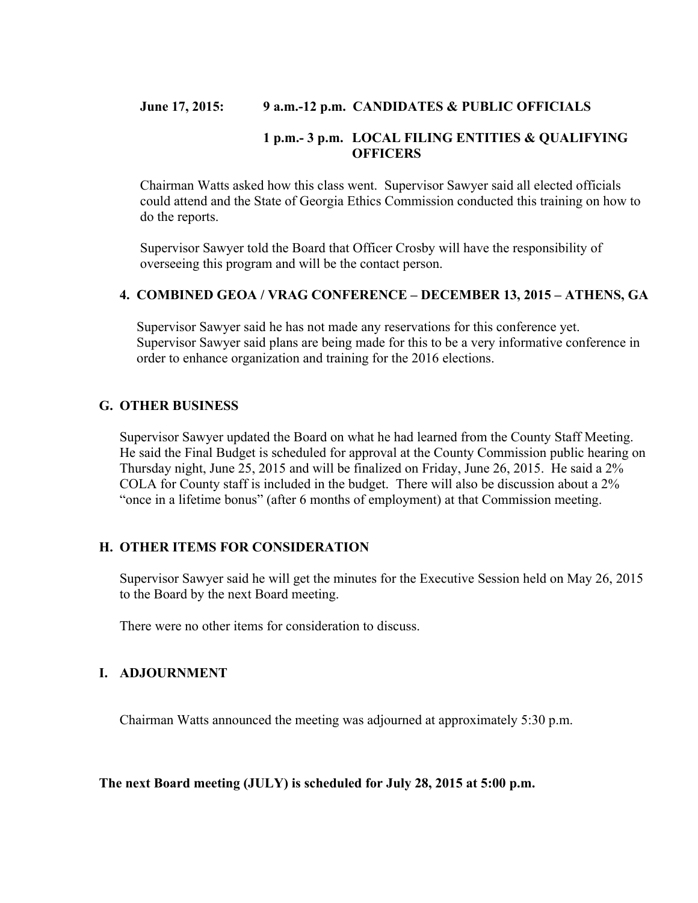**June 17, 2015: 9 a.m.-12 p.m. CANDIDATES & PUBLIC OFFICIALS**

**1 p.m.- 3 p.m. LOCAL FILING ENTITIES & QUALIFYING OFFICERS**

Chairman Watts asked how this class went. Supervisor Sawyer said all elected officials could attend and the State of Georgia Ethics Commission conducted this training on how to do the reports.

Supervisor Sawyer told the Board that Officer Crosby will have the responsibility of overseeing this program and will be the contact person.

### 4. COMBINED GEOA / VRAG CONFERENCE – DECEMBER 13, 2015 – ATHENS, GA

Supervisor Sawyer said he has not made any reservations for this conference yet. Supervisor Sawyer said plans are being made for this to be a very informative conference in order to enhance organization and training for the 2016 elections.

## G. OTHER BUSINESS

Supervisor Sawyer updated the Board on what he had learned from the County Staff Meeting. He said the Final Budget is scheduled for approval at the County Commission public hearing on Thursday night, June 25, 2015 and will be finalized on Friday, June 26, 2015. He said a 2% COLA for County staff is included in the budget. There will also be discussion about a 2% "once in a lifetime bonus" (after 6 months of employment) at that Commission meeting.

## H. OTHER ITEMS FOR CONSIDERATION

Supervisor Sawyer said he will get the minutes for the Executive Session held on May 26, 2015 to the Board by the next Board meeting.

There were no other items for consideration to discuss.

## I. ADJOURNMENT

Chairman Watts announced the meeting was adjourned at approximately 5:30 p.m.

**The next Board meeting (JULY) is scheduled for July 28, 2015 at 5:00 p.m.**